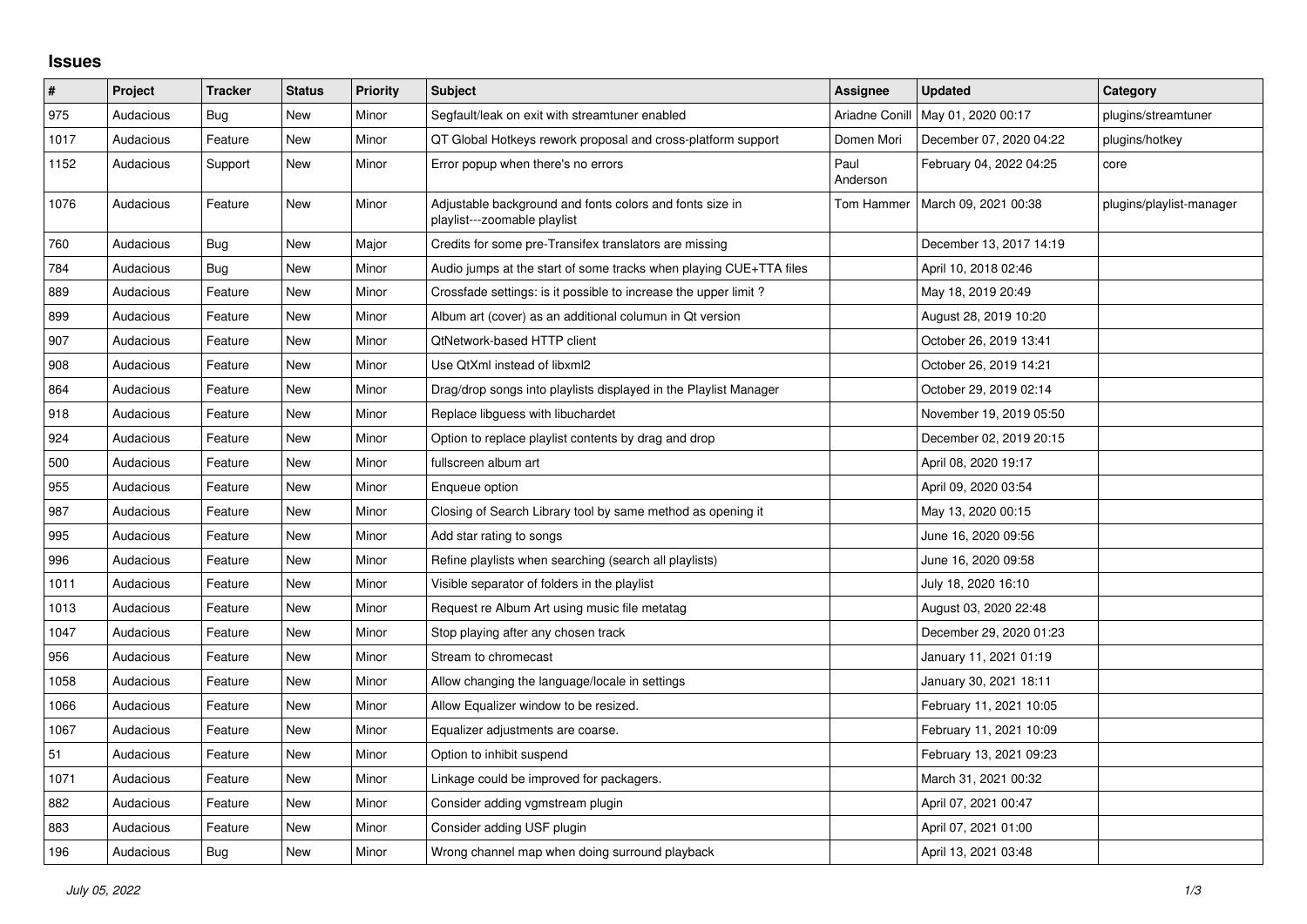# Issues

| # | Project | Tracker | Status | Priority | Subject | Assignee | Updated | Category |
|---|---|---|---|---|---|---|---|---|
| 975 | Audacious | Bug | New | Minor | Segfault/leak on exit with streamtuner enabled | Ariadne Conill | May 01, 2020 00:17 | plugins/streamtuner |
| 1017 | Audacious | Feature | New | Minor | QT Global Hotkeys rework proposal and cross-platform support | Domen Mori | December 07, 2020 04:22 | plugins/hotkey |
| 1152 | Audacious | Support | New | Minor | Error popup when there's no errors | Paul Anderson | February 04, 2022 04:25 | core |
| 1076 | Audacious | Feature | New | Minor | Adjustable background and fonts colors and fonts size in playlist---zoomable playlist | Tom Hammer | March 09, 2021 00:38 | plugins/playlist-manager |
| 760 | Audacious | Bug | New | Major | Credits for some pre-Transifex translators are missing | | December 13, 2017 14:19 | |
| 784 | Audacious | Bug | New | Minor | Audio jumps at the start of some tracks when playing CUE+TTA files | | April 10, 2018 02:46 | |
| 889 | Audacious | Feature | New | Minor | Crossfade settings: is it possible to increase the upper limit ? | | May 18, 2019 20:49 | |
| 899 | Audacious | Feature | New | Minor | Album art (cover) as an additional columun in Qt version | | August 28, 2019 10:20 | |
| 907 | Audacious | Feature | New | Minor | QtNetwork-based HTTP client | | October 26, 2019 13:41 | |
| 908 | Audacious | Feature | New | Minor | Use QtXml instead of libxml2 | | October 26, 2019 14:21 | |
| 864 | Audacious | Feature | New | Minor | Drag/drop songs into playlists displayed in the Playlist Manager | | October 29, 2019 02:14 | |
| 918 | Audacious | Feature | New | Minor | Replace libguess with libuchardet | | November 19, 2019 05:50 | |
| 924 | Audacious | Feature | New | Minor | Option to replace playlist contents by drag and drop | | December 02, 2019 20:15 | |
| 500 | Audacious | Feature | New | Minor | fullscreen album art | | April 08, 2020 19:17 | |
| 955 | Audacious | Feature | New | Minor | Enqueue option | | April 09, 2020 03:54 | |
| 987 | Audacious | Feature | New | Minor | Closing of Search Library tool by same method as opening it | | May 13, 2020 00:15 | |
| 995 | Audacious | Feature | New | Minor | Add star rating to songs | | June 16, 2020 09:56 | |
| 996 | Audacious | Feature | New | Minor | Refine playlists when searching (search all playlists) | | June 16, 2020 09:58 | |
| 1011 | Audacious | Feature | New | Minor | Visible separator of folders in the playlist | | July 18, 2020 16:10 | |
| 1013 | Audacious | Feature | New | Minor | Request re Album Art using music file metatag | | August 03, 2020 22:48 | |
| 1047 | Audacious | Feature | New | Minor | Stop playing after any chosen track | | December 29, 2020 01:23 | |
| 956 | Audacious | Feature | New | Minor | Stream to chromecast | | January 11, 2021 01:19 | |
| 1058 | Audacious | Feature | New | Minor | Allow changing the language/locale in settings | | January 30, 2021 18:11 | |
| 1066 | Audacious | Feature | New | Minor | Allow Equalizer window to be resized. | | February 11, 2021 10:05 | |
| 1067 | Audacious | Feature | New | Minor | Equalizer adjustments are coarse. | | February 11, 2021 10:09 | |
| 51 | Audacious | Feature | New | Minor | Option to inhibit suspend | | February 13, 2021 09:23 | |
| 1071 | Audacious | Feature | New | Minor | Linkage could be improved for packagers. | | March 31, 2021 00:32 | |
| 882 | Audacious | Feature | New | Minor | Consider adding vgmstream plugin | | April 07, 2021 00:47 | |
| 883 | Audacious | Feature | New | Minor | Consider adding USF plugin | | April 07, 2021 01:00 | |
| 196 | Audacious | Bug | New | Minor | Wrong channel map when doing surround playback | | April 13, 2021 03:48 | |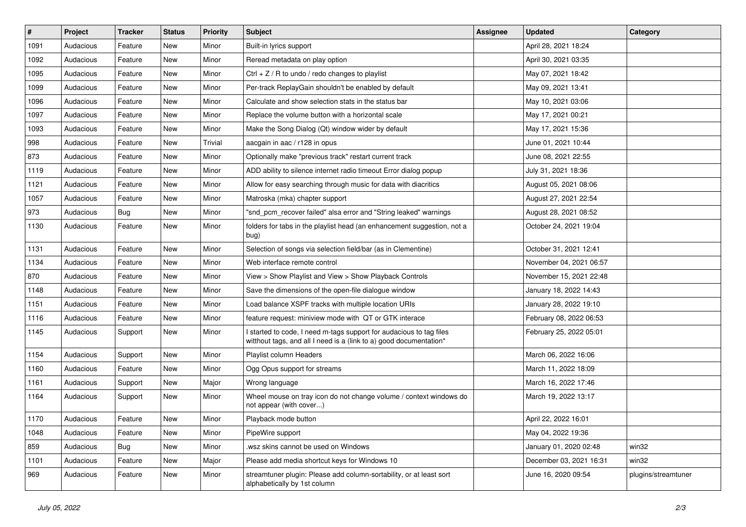| # | Project | Tracker | Status | Priority | Subject | Assignee | Updated | Category |
|---|---|---|---|---|---|---|---|---|
| 1091 | Audacious | Feature | New | Minor | Built-in lyrics support | | April 28, 2021 18:24 | |
| 1092 | Audacious | Feature | New | Minor | Reread metadata on play option | | April 30, 2021 03:35 | |
| 1095 | Audacious | Feature | New | Minor | Ctrl + Z / R to undo / redo changes to playlist | | May 07, 2021 18:42 | |
| 1099 | Audacious | Feature | New | Minor | Per-track ReplayGain shouldn't be enabled by default | | May 09, 2021 13:41 | |
| 1096 | Audacious | Feature | New | Minor | Calculate and show selection stats in the status bar | | May 10, 2021 03:06 | |
| 1097 | Audacious | Feature | New | Minor | Replace the volume button with a horizontal scale | | May 17, 2021 00:21 | |
| 1093 | Audacious | Feature | New | Minor | Make the Song Dialog (Qt) window wider by default | | May 17, 2021 15:36 | |
| 998 | Audacious | Feature | New | Trivial | aacgain in aac / r128 in opus | | June 01, 2021 10:44 | |
| 873 | Audacious | Feature | New | Minor | Optionally make "previous track" restart current track | | June 08, 2021 22:55 | |
| 1119 | Audacious | Feature | New | Minor | ADD ability to silence internet radio timeout Error dialog popup | | July 31, 2021 18:36 | |
| 1121 | Audacious | Feature | New | Minor | Allow for easy searching through music for data with diacritics | | August 05, 2021 08:06 | |
| 1057 | Audacious | Feature | New | Minor | Matroska (mka) chapter support | | August 27, 2021 22:54 | |
| 973 | Audacious | Bug | New | Minor | "snd_pcm_recover failed" alsa error and "String leaked" warnings | | August 28, 2021 08:52 | |
| 1130 | Audacious | Feature | New | Minor | folders for tabs in the playlist head (an enhancement suggestion, not a bug) | | October 24, 2021 19:04 | |
| 1131 | Audacious | Feature | New | Minor | Selection of songs via selection field/bar (as in Clementine) | | October 31, 2021 12:41 | |
| 1134 | Audacious | Feature | New | Minor | Web interface remote control | | November 04, 2021 06:57 | |
| 870 | Audacious | Feature | New | Minor | View > Show Playlist and View > Show Playback Controls | | November 15, 2021 22:48 | |
| 1148 | Audacious | Feature | New | Minor | Save the dimensions of the open-file dialogue window | | January 18, 2022 14:43 | |
| 1151 | Audacious | Feature | New | Minor | Load balance XSPF tracks with multiple location URIs | | January 28, 2022 19:10 | |
| 1116 | Audacious | Feature | New | Minor | feature request: miniview mode with QT or GTK interace | | February 08, 2022 06:53 | |
| 1145 | Audacious | Support | New | Minor | I started to code, I need m-tags support for audacious to tag files witthout tags, and all I need is a (link to a) good documentation* | | February 25, 2022 05:01 | |
| 1154 | Audacious | Support | New | Minor | Playlist column Headers | | March 06, 2022 16:06 | |
| 1160 | Audacious | Feature | New | Minor | Ogg Opus support for streams | | March 11, 2022 18:09 | |
| 1161 | Audacious | Support | New | Major | Wrong language | | March 16, 2022 17:46 | |
| 1164 | Audacious | Support | New | Minor | Wheel mouse on tray icon do not change volume / context windows do not appear (with cover...) | | March 19, 2022 13:17 | |
| 1170 | Audacious | Feature | New | Minor | Playback mode button | | April 22, 2022 16:01 | |
| 1048 | Audacious | Feature | New | Minor | PipeWire support | | May 04, 2022 19:36 | |
| 859 | Audacious | Bug | New | Minor | .wsz skins cannot be used on Windows | | January 01, 2020 02:48 | win32 |
| 1101 | Audacious | Feature | New | Major | Please add media shortcut keys for Windows 10 | | December 03, 2021 16:31 | win32 |
| 969 | Audacious | Feature | New | Minor | streamtuner plugin: Please add column-sortability, or at least sort alphabetically by 1st column | | June 16, 2020 09:54 | plugins/streamtuner |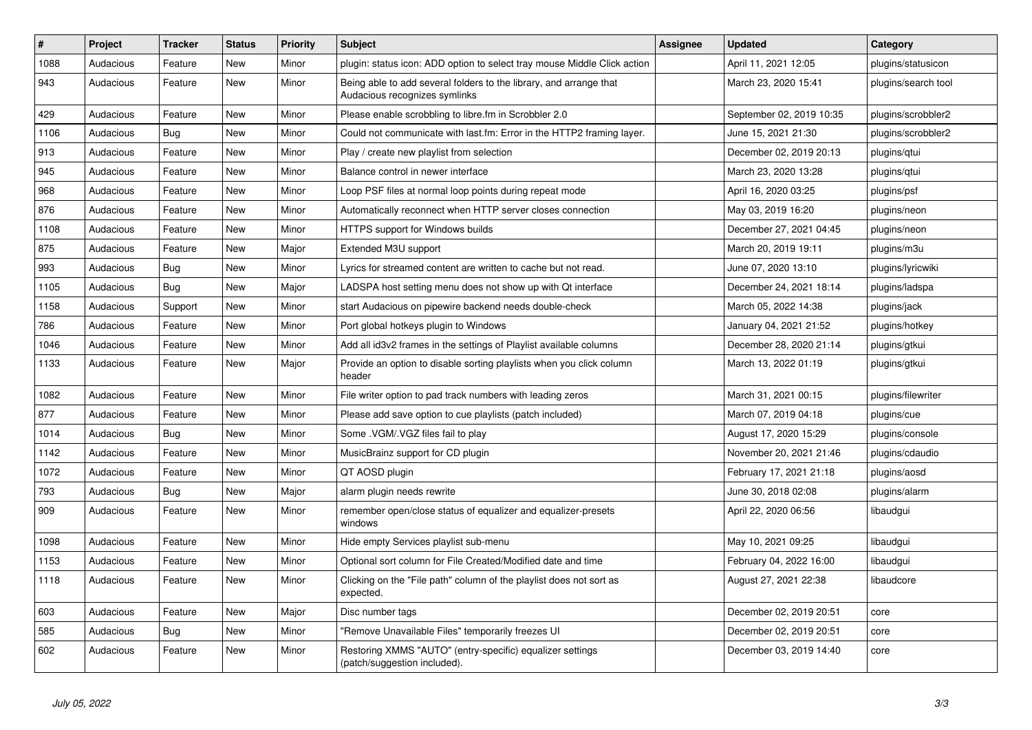| # | Project | Tracker | Status | Priority | Subject | Assignee | Updated | Category |
|---|---|---|---|---|---|---|---|---|
| 1088 | Audacious | Feature | New | Minor | plugin: status icon: ADD option to select tray mouse Middle Click action | | April 11, 2021 12:05 | plugins/statusicon |
| 943 | Audacious | Feature | New | Minor | Being able to add several folders to the library, and arrange that Audacious recognizes symlinks | | March 23, 2020 15:41 | plugins/search tool |
| 429 | Audacious | Feature | New | Minor | Please enable scrobbling to libre.fm in Scrobbler 2.0 | | September 02, 2019 10:35 | plugins/scrobbler2 |
| 1106 | Audacious | Bug | New | Minor | Could not communicate with last.fm: Error in the HTTP2 framing layer. | | June 15, 2021 21:30 | plugins/scrobbler2 |
| 913 | Audacious | Feature | New | Minor | Play / create new playlist from selection | | December 02, 2019 20:13 | plugins/qtui |
| 945 | Audacious | Feature | New | Minor | Balance control in newer interface | | March 23, 2020 13:28 | plugins/qtui |
| 968 | Audacious | Feature | New | Minor | Loop PSF files at normal loop points during repeat mode | | April 16, 2020 03:25 | plugins/psf |
| 876 | Audacious | Feature | New | Minor | Automatically reconnect when HTTP server closes connection | | May 03, 2019 16:20 | plugins/neon |
| 1108 | Audacious | Feature | New | Minor | HTTPS support for Windows builds | | December 27, 2021 04:45 | plugins/neon |
| 875 | Audacious | Feature | New | Major | Extended M3U support | | March 20, 2019 19:11 | plugins/m3u |
| 993 | Audacious | Bug | New | Minor | Lyrics for streamed content are written to cache but not read. | | June 07, 2020 13:10 | plugins/lyricwiki |
| 1105 | Audacious | Bug | New | Major | LADSPA host setting menu does not show up with Qt interface | | December 24, 2021 18:14 | plugins/ladspa |
| 1158 | Audacious | Support | New | Minor | start Audacious on pipewire backend needs double-check | | March 05, 2022 14:38 | plugins/jack |
| 786 | Audacious | Feature | New | Minor | Port global hotkeys plugin to Windows | | January 04, 2021 21:52 | plugins/hotkey |
| 1046 | Audacious | Feature | New | Minor | Add all id3v2 frames in the settings of Playlist available columns | | December 28, 2020 21:14 | plugins/gtkui |
| 1133 | Audacious | Feature | New | Major | Provide an option to disable sorting playlists when you click column header | | March 13, 2022 01:19 | plugins/gtkui |
| 1082 | Audacious | Feature | New | Minor | File writer option to pad track numbers with leading zeros | | March 31, 2021 00:15 | plugins/filewriter |
| 877 | Audacious | Feature | New | Minor | Please add save option to cue playlists (patch included) | | March 07, 2019 04:18 | plugins/cue |
| 1014 | Audacious | Bug | New | Minor | Some .VGM/.VGZ files fail to play | | August 17, 2020 15:29 | plugins/console |
| 1142 | Audacious | Feature | New | Minor | MusicBrainz support for CD plugin | | November 20, 2021 21:46 | plugins/cdaudio |
| 1072 | Audacious | Feature | New | Minor | QT AOSD plugin | | February 17, 2021 21:18 | plugins/aosd |
| 793 | Audacious | Bug | New | Major | alarm plugin needs rewrite | | June 30, 2018 02:08 | plugins/alarm |
| 909 | Audacious | Feature | New | Minor | remember open/close status of equalizer and equalizer-presets windows | | April 22, 2020 06:56 | libaudgui |
| 1098 | Audacious | Feature | New | Minor | Hide empty Services playlist sub-menu | | May 10, 2021 09:25 | libaudgui |
| 1153 | Audacious | Feature | New | Minor | Optional sort column for File Created/Modified date and time | | February 04, 2022 16:00 | libaudgui |
| 1118 | Audacious | Feature | New | Minor | Clicking on the "File path" column of the playlist does not sort as expected. | | August 27, 2021 22:38 | libaudcore |
| 603 | Audacious | Feature | New | Major | Disc number tags | | December 02, 2019 20:51 | core |
| 585 | Audacious | Bug | New | Minor | "Remove Unavailable Files" temporarily freezes UI | | December 02, 2019 20:51 | core |
| 602 | Audacious | Feature | New | Minor | Restoring XMMS "AUTO" (entry-specific) equalizer settings (patch/suggestion included). | | December 03, 2019 14:40 | core |

*July 05, 2022*